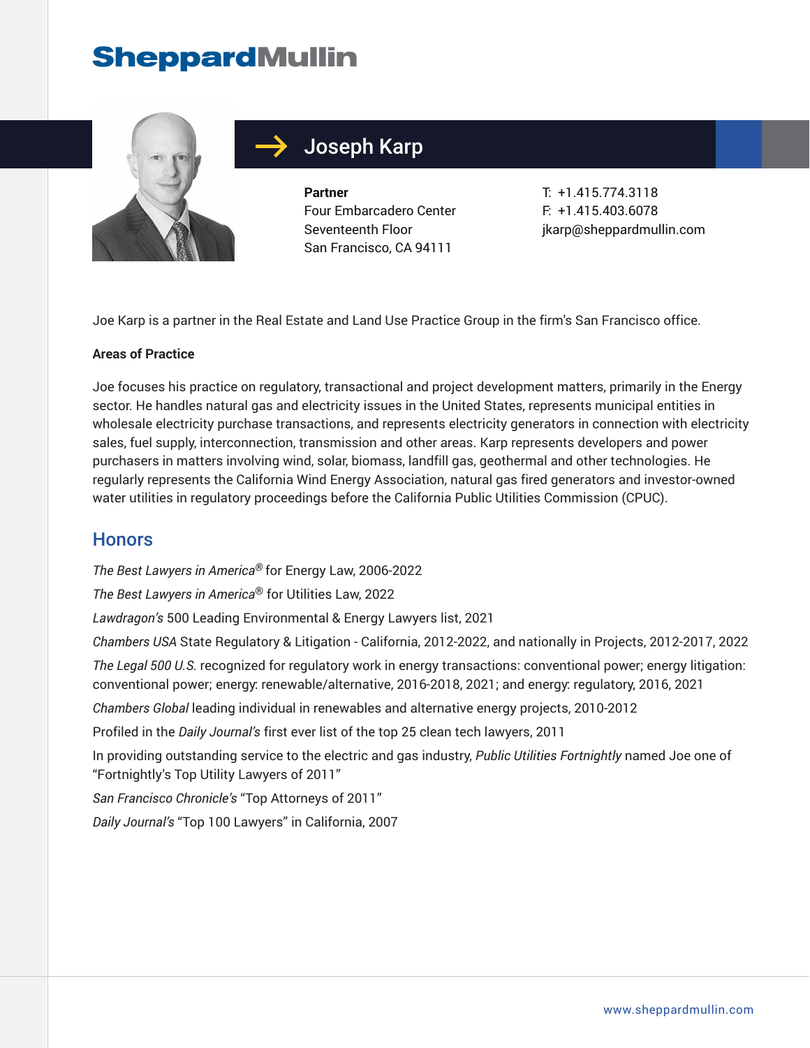SheppardMullin

# Joseph Karp

**Partner**
Four Embarcadero Center
Seventeenth Floor
San Francisco, CA 94111

T: +1.415.774.3118
F: +1.415.403.6078
jkarp@sheppardmullin.com

Joe Karp is a partner in the Real Estate and Land Use Practice Group in the firm's San Francisco office.

**Areas of Practice**

Joe focuses his practice on regulatory, transactional and project development matters, primarily in the Energy sector. He handles natural gas and electricity issues in the United States, represents municipal entities in wholesale electricity purchase transactions, and represents electricity generators in connection with electricity sales, fuel supply, interconnection, transmission and other areas. Karp represents developers and power purchasers in matters involving wind, solar, biomass, landfill gas, geothermal and other technologies. He regularly represents the California Wind Energy Association, natural gas fired generators and investor-owned water utilities in regulatory proceedings before the California Public Utilities Commission (CPUC).

## Honors

*The Best Lawyers in America®* for Energy Law, 2006-2022

*The Best Lawyers in America®* for Utilities Law, 2022

*Lawdragon's* 500 Leading Environmental & Energy Lawyers list, 2021

*Chambers USA* State Regulatory & Litigation - California, 2012-2022, and nationally in Projects, 2012-2017, 2022

*The Legal 500 U.S.* recognized for regulatory work in energy transactions: conventional power; energy litigation: conventional power; energy: renewable/alternative, 2016-2018, 2021; and energy: regulatory, 2016, 2021

*Chambers Global* leading individual in renewables and alternative energy projects, 2010-2012

Profiled in the *Daily Journal's* first ever list of the top 25 clean tech lawyers, 2011

In providing outstanding service to the electric and gas industry, *Public Utilities Fortnightly* named Joe one of "Fortnightly's Top Utility Lawyers of 2011"

*San Francisco Chronicle's* "Top Attorneys of 2011"

*Daily Journal's* "Top 100 Lawyers" in California, 2007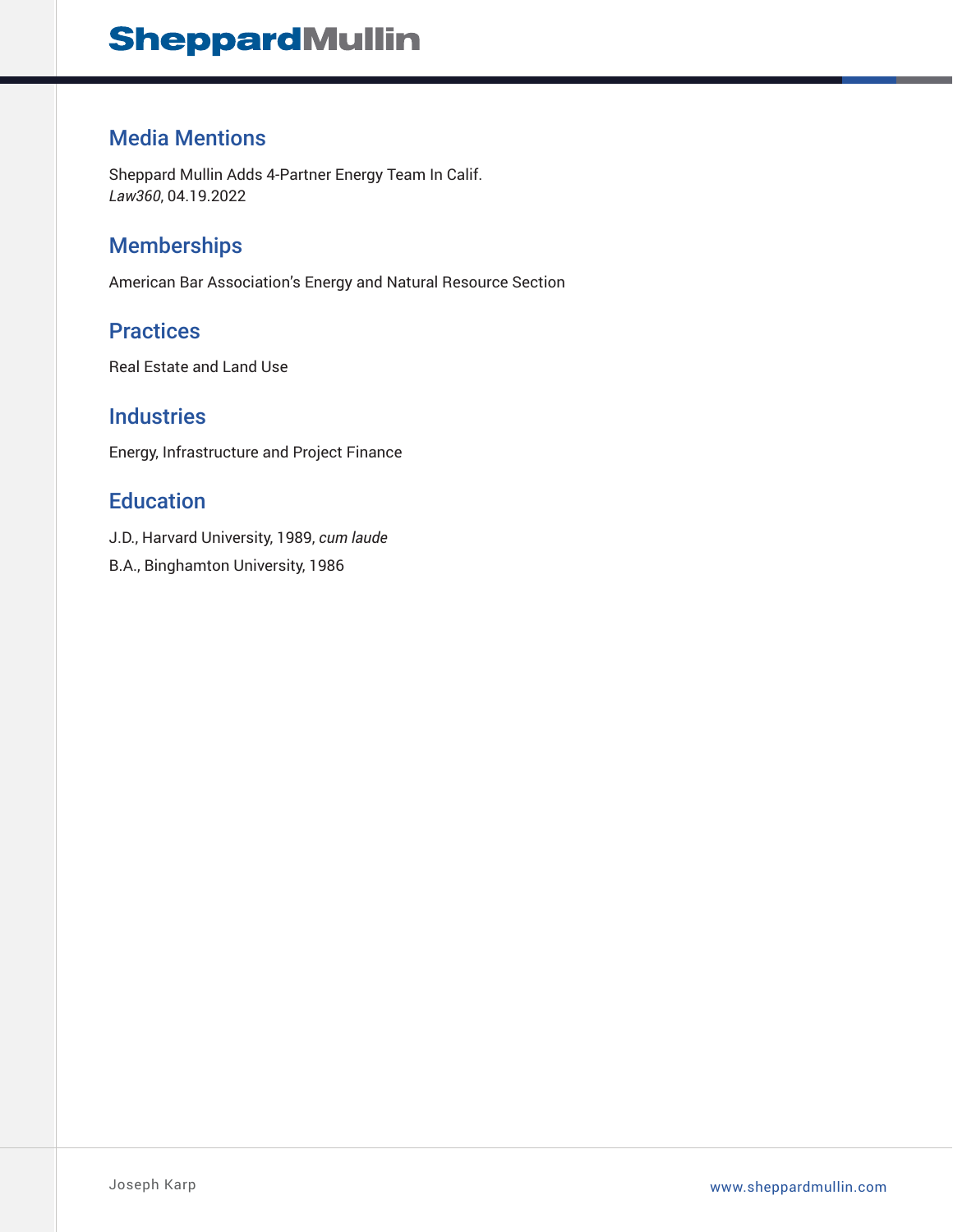## Media Mentions

Sheppard Mullin Adds 4-Partner Energy Team In Calif.
*Law360*, 04.19.2022

## Memberships

American Bar Association's Energy and Natural Resource Section

## Practices

Real Estate and Land Use

## Industries

Energy, Infrastructure and Project Finance

## Education

J.D., Harvard University, 1989, *cum laude*

B.A., Binghamton University, 1986